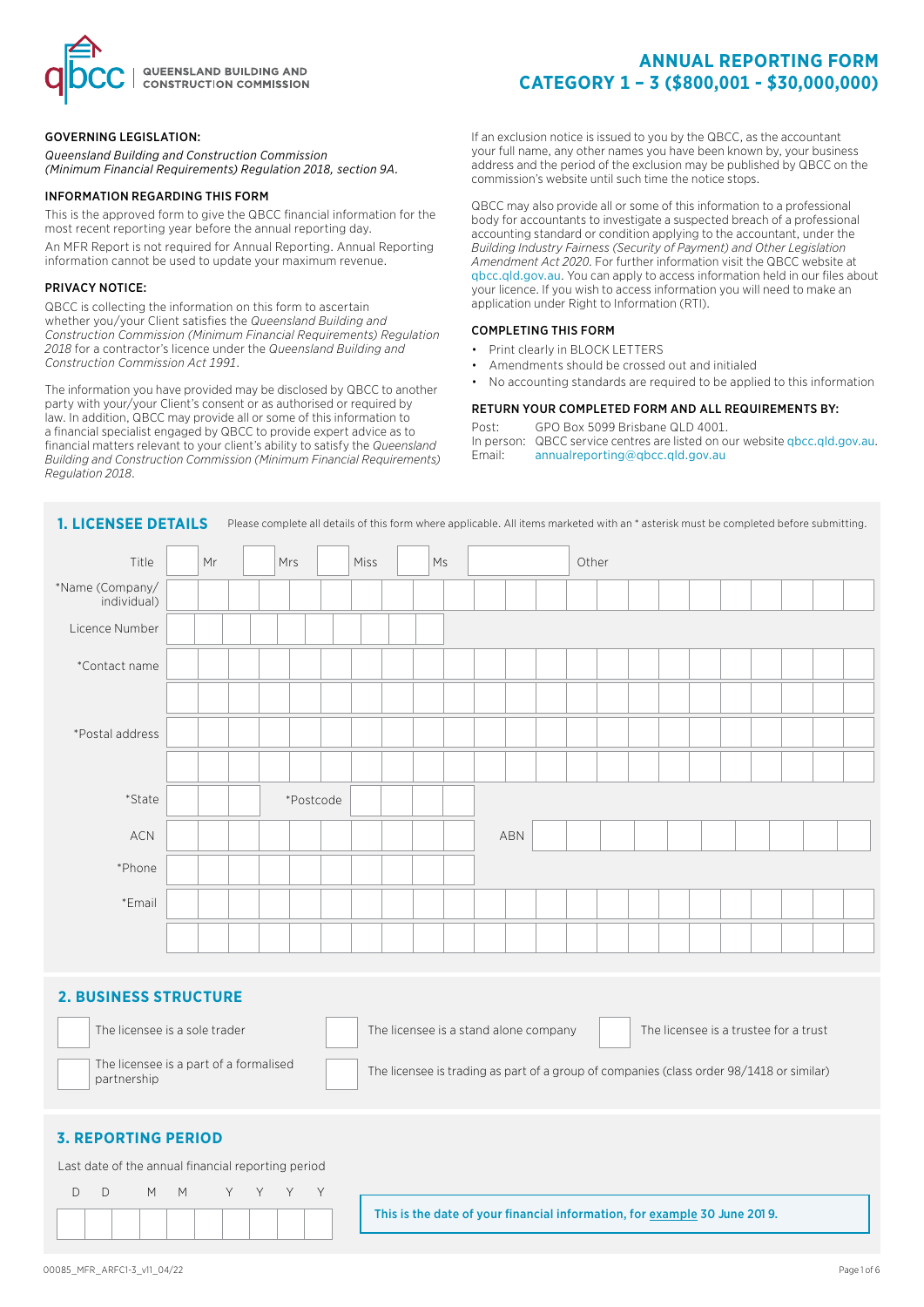QUEENSLAND BUILDING AND CONSTRUCTION COMMISSION

# ANNUAL REPORTING FORM CATEGORY 1 – 3 ($800,001 - $30,000,000)

### GOVERNING LEGISLATION:

*Queensland Building and Construction Commission (Minimum Financial Requirements) Regulation 2018, section 9A.*

### INFORMATION REGARDING THIS FORM

This is the approved form to give the QBCC financial information for the most recent reporting year before the annual reporting day.

An MFR Report is not required for Annual Reporting. Annual Reporting information cannot be used to update your maximum revenue.

### PRIVACY NOTICE:

QBCC is collecting the information on this form to ascertain whether you/your Client satisfies the *Queensland Building and Construction Commission (Minimum Financial Requirements) Regulation 2018* for a contractor's licence under the *Queensland Building and Construction Commission Act 1991*.

The information you have provided may be disclosed by QBCC to another party with your/your Client's consent or as authorised or required by law. In addition, QBCC may provide all or some of this information to a financial specialist engaged by QBCC to provide expert advice as to financial matters relevant to your client's ability to satisfy the *Queensland Building and Construction Commission (Minimum Financial Requirements) Regulation 2018*.

If an exclusion notice is issued to you by the QBCC, as the accountant your full name, any other names you have been known by, your business address and the period of the exclusion may be published by QBCC on the commission's website until such time the notice stops.

QBCC may also provide all or some of this information to a professional body for accountants to investigate a suspected breach of a professional accounting standard or condition applying to the accountant, under the *Building Industry Fairness (Security of Payment) and Other Legislation Amendment Act 2020*. For further information visit the QBCC website at qbcc.qld.gov.au. You can apply to access information held in our files about your licence. If you wish to access information you will need to make an application under Right to Information (RTI).

### COMPLETING THIS FORM

- Print clearly in BLOCK LETTERS
- Amendments should be crossed out and initialed
- No accounting standards are required to be applied to this information

### RETURN YOUR COMPLETED FORM AND ALL REQUIREMENTS BY:

Post: GPO Box 5099 Brisbane QLD 4001.
In person: QBCC service centres are listed on our website qbcc.qld.gov.au.
Email: annualreporting@qbcc.qld.gov.au

## 1. LICENSEE DETAILS

Please complete all details of this form where applicable. All items marketed with an * asterisk must be completed before submitting.

| | |
|---|---|
| Title | ☐ Mr ☐ Mrs ☐ Miss ☐ Ms ☐ Other |
| *Name (Company/ individual) | |
| Licence Number | |
| *Contact name | |
| *Postal address | |
| *State | *Postcode |
| ACN | ABN |
| *Phone | |
| *Email | |

## 2. BUSINESS STRUCTURE

☐ The licensee is a sole trader
☐ The licensee is a stand alone company
☐ The licensee is a trustee for a trust
☐ The licensee is a part of a formalised partnership
☐ The licensee is trading as part of a group of companies (class order 98/1418 or similar)

## 3. REPORTING PERIOD

Last date of the annual financial reporting period

| D | D | M | M | Y | Y | Y | Y |
|---|---|---|---|---|---|---|---|
| | | | | | | | |

**This is the date of your financial information, for example 30 June 2019.**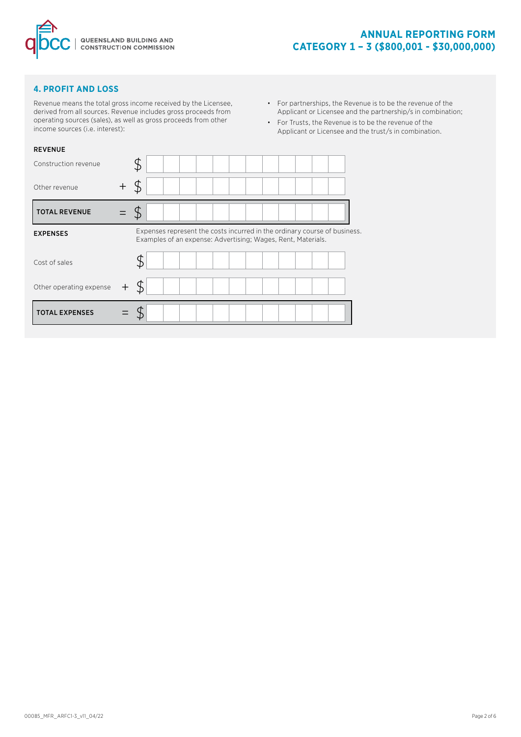## 4. PROFIT AND LOSS

Revenue means the total gross income received by the Licensee, derived from all sources. Revenue includes gross proceeds from operating sources (sales), as well as gross proceeds from other income sources (i.e. interest):

- For partnerships, the Revenue is to be the revenue of the Applicant or Licensee and the partnership/s in combination;
- For Trusts, the Revenue is to be the revenue of the Applicant or Licensee and the trust/s in combination.

**REVENUE**

| | | |
|---|---|---|
| Construction revenue | | $ |
| Other revenue | + | $ |
| **TOTAL REVENUE** | = | $ |

**EXPENSES**

Expenses represent the costs incurred in the ordinary course of business. Examples of an expense: Advertising; Wages, Rent, Materials.

| | | |
|---|---|---|
| Cost of sales | | $ |
| Other operating expense | + | $ |
| **TOTAL EXPENSES** | = | $ |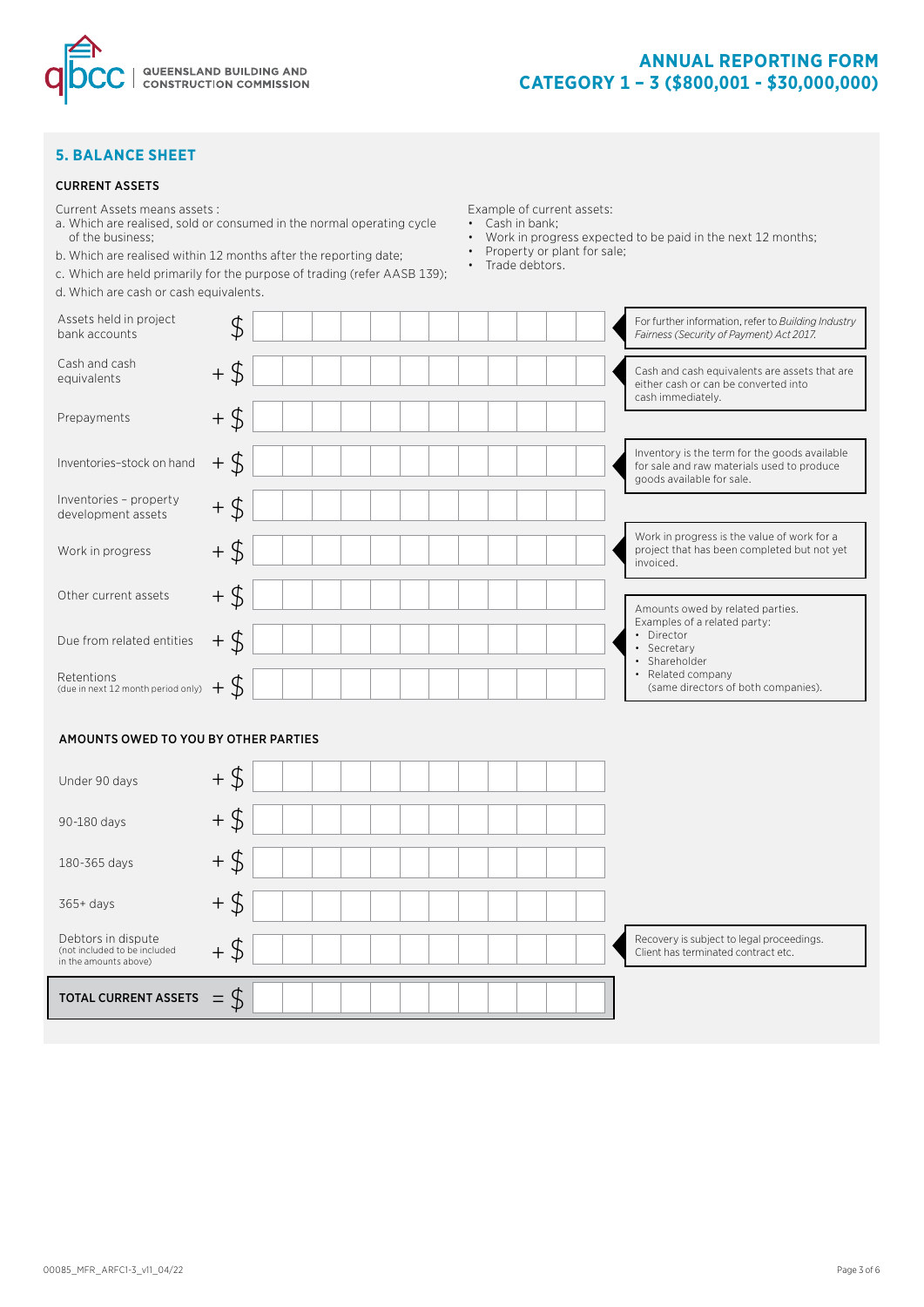# ANNUAL REPORTING FORM
# CATEGORY 1 – 3 ($800,001 - $30,000,000)

## 5. BALANCE SHEET

### CURRENT ASSETS

Current Assets means assets :

a. Which are realised, sold or consumed in the normal operating cycle of the business;

b. Which are realised within 12 months after the reporting date;

c. Which are held primarily for the purpose of trading (refer AASB 139);

d. Which are cash or cash equivalents.

Example of current assets:

- Cash in bank;
- Work in progress expected to be paid in the next 12 months;
- Property or plant for sale;
- Trade debtors.

| Item | | Amount | Notes |
|---|---|---|---|
| Assets held in project bank accounts | $ | | For further information, refer to *Building Industry Fairness (Security of Payment) Act 2017.* |
| Cash and cash equivalents | + $ | | Cash and cash equivalents are assets that are either cash or can be converted into cash immediately. |
| Prepayments | + $ | | |
| Inventories–stock on hand | + $ | | Inventory is the term for the goods available for sale and raw materials used to produce goods available for sale. |
| Inventories – property development assets | + $ | | |
| Work in progress | + $ | | Work in progress is the value of work for a project that has been completed but not yet invoiced. |
| Other current assets | + $ | | |
| Due from related entities | + $ | | Amounts owed by related parties. Examples of a related party: • Director • Secretary • Shareholder • Related company (same directors of both companies). |
| Retentions (due in next 12 month period only) | + $ | | |

### AMOUNTS OWED TO YOU BY OTHER PARTIES

| Item | | Amount | Notes |
|---|---|---|---|
| Under 90 days | + $ | | |
| 90-180 days | + $ | | |
| 180-365 days | + $ | | |
| 365+ days | + $ | | |
| Debtors in dispute (not included to be included in the amounts above) | + $ | | Recovery is subject to legal proceedings. Client has terminated contract etc. |
| **TOTAL CURRENT ASSETS** | = $ | | |

00085_MFR_ARFC1-3_v11_04/22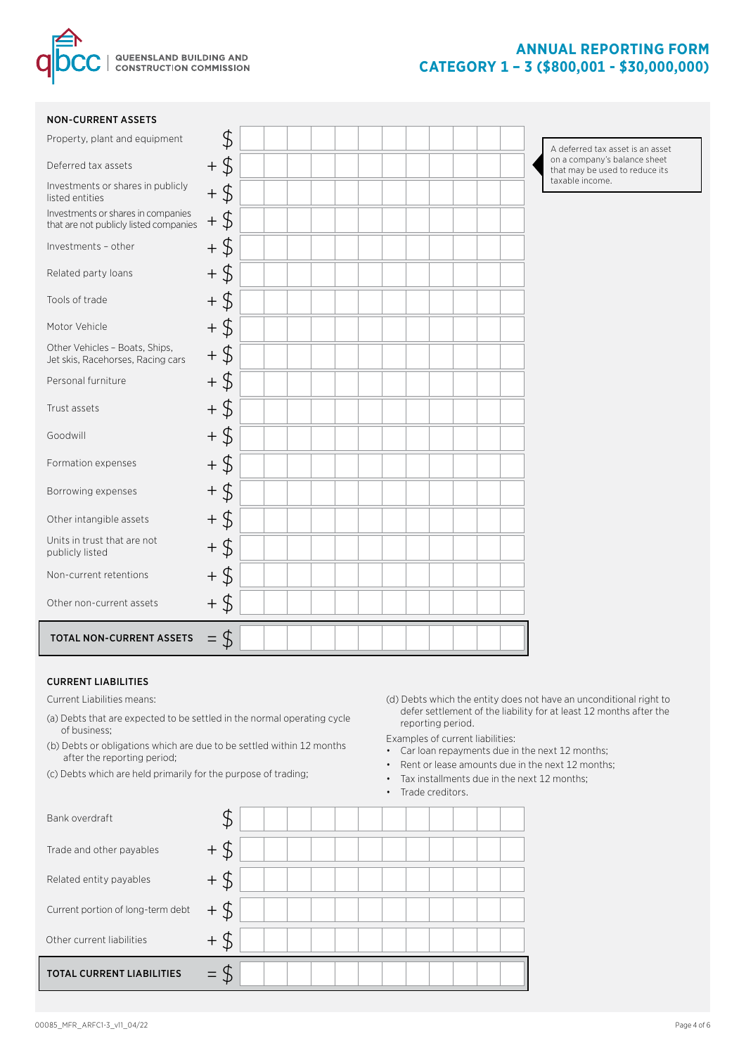# ANNUAL REPORTING FORM CATEGORY 1 – 3 ($800,001 - $30,000,000)

### NON-CURRENT ASSETS

| Item | | Amount |
|---|---|---|
| Property, plant and equipment | $ | |
| Deferred tax assets | + $ | |
| Investments or shares in publicly listed entities | + $ | |
| Investments or shares in companies that are not publicly listed companies | + $ | |
| Investments – other | + $ | |
| Related party loans | + $ | |
| Tools of trade | + $ | |
| Motor Vehicle | + $ | |
| Other Vehicles – Boats, Ships, Jet skis, Racehorses, Racing cars | + $ | |
| Personal furniture | + $ | |
| Trust assets | + $ | |
| Goodwill | + $ | |
| Formation expenses | + $ | |
| Borrowing expenses | + $ | |
| Other intangible assets | + $ | |
| Units in trust that are not publicly listed | + $ | |
| Non-current retentions | + $ | |
| Other non-current assets | + $ | |
| **TOTAL NON-CURRENT ASSETS** | = $ | |

A deferred tax asset is an asset on a company's balance sheet that may be used to reduce its taxable income.

### CURRENT LIABILITIES

Current Liabilities means:

(a) Debts that are expected to be settled in the normal operating cycle of business;

(b) Debts or obligations which are due to be settled within 12 months after the reporting period;

(c) Debts which are held primarily for the purpose of trading;

(d) Debts which the entity does not have an unconditional right to defer settlement of the liability for at least 12 months after the reporting period.

Examples of current liabilities:

- Car loan repayments due in the next 12 months;
- Rent or lease amounts due in the next 12 months;
- Tax installments due in the next 12 months;
- Trade creditors.

| Item | | Amount |
|---|---|---|
| Bank overdraft | $ | |
| Trade and other payables | + $ | |
| Related entity payables | + $ | |
| Current portion of long-term debt | + $ | |
| Other current liabilities | + $ | |
| **TOTAL CURRENT LIABILITIES** | = $ | |

00085_MFR_ARFC1-3_v11_04/22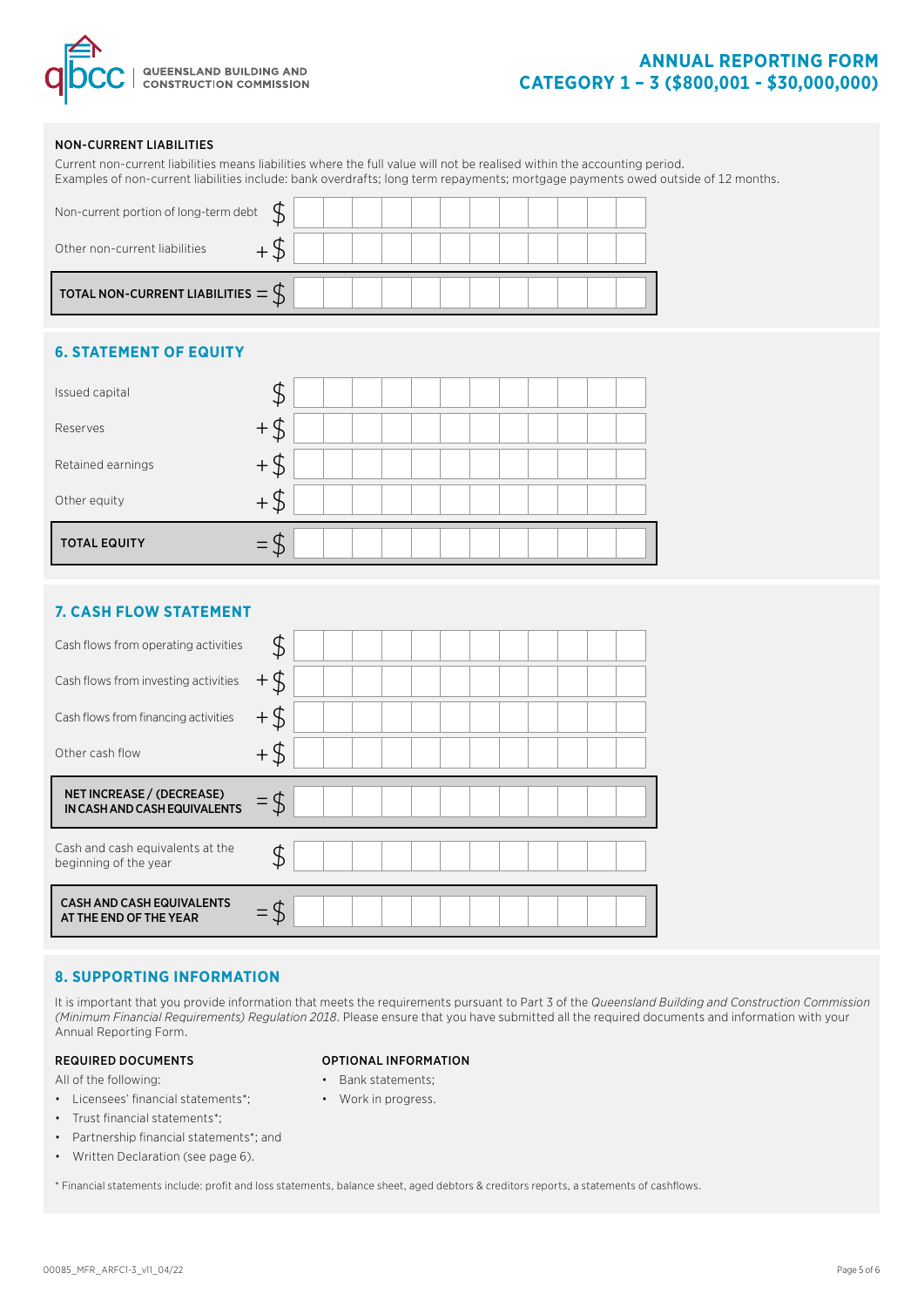#### NON-CURRENT LIABILITIES

Current non-current liabilities means liabilities where the full value will not be realised within the accounting period.
Examples of non-current liabilities include: bank overdrafts; long term repayments; mortgage payments owed outside of 12 months.

| | | |
|---|---|---|
| Non-current portion of long-term debt | $ | |
| Other non-current liabilities | + $ | |
| **TOTAL NON-CURRENT LIABILITIES** | = $ | |

## 6. STATEMENT OF EQUITY

| | | |
|---|---|---|
| Issued capital | $ | |
| Reserves | + $ | |
| Retained earnings | + $ | |
| Other equity | + $ | |
| **TOTAL EQUITY** | = $ | |

## 7. CASH FLOW STATEMENT

| | | |
|---|---|---|
| Cash flows from operating activities | $ | |
| Cash flows from investing activities | + $ | |
| Cash flows from financing activities | + $ | |
| Other cash flow | + $ | |
| **NET INCREASE / (DECREASE) IN CASH AND CASH EQUIVALENTS** | = $ | |
| Cash and cash equivalents at the beginning of the year | $ | |
| **CASH AND CASH EQUIVALENTS AT THE END OF THE YEAR** | = $ | |

## 8. SUPPORTING INFORMATION

It is important that you provide information that meets the requirements pursuant to Part 3 of the *Queensland Building and Construction Commission (Minimum Financial Requirements) Regulation 2018*. Please ensure that you have submitted all the required documents and information with your Annual Reporting Form.

#### REQUIRED DOCUMENTS

All of the following:

- Licensees' financial statements*;
- Trust financial statements*;
- Partnership financial statements*; and
- Written Declaration (see page 6).

#### OPTIONAL INFORMATION

- Bank statements;
- Work in progress.

* Financial statements include: profit and loss statements, balance sheet, aged debtors & creditors reports, a statements of cashflows.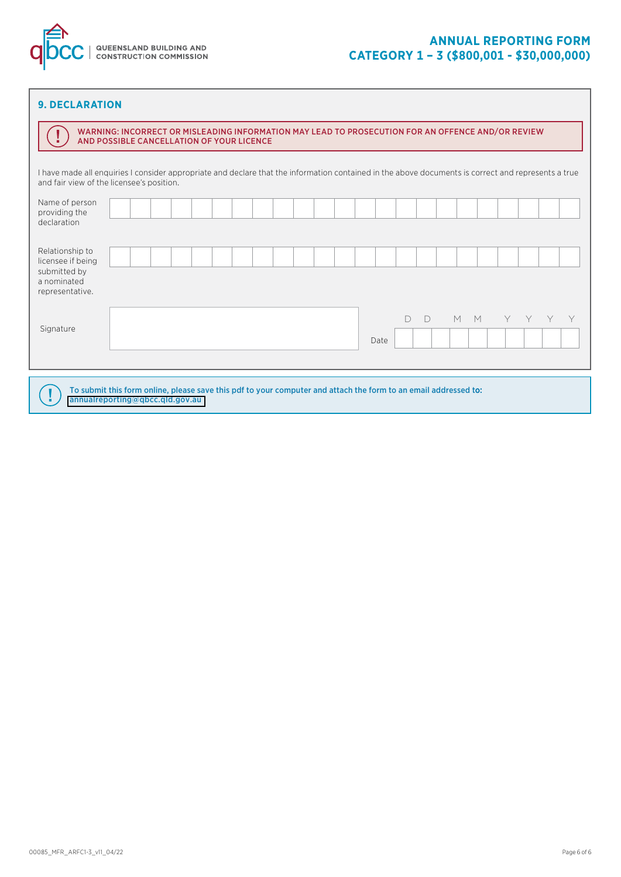## 9. DECLARATION

**WARNING: INCORRECT OR MISLEADING INFORMATION MAY LEAD TO PROSECUTION FOR AN OFFENCE AND/OR REVIEW AND POSSIBLE CANCELLATION OF YOUR LICENCE**

I have made all enquiries I consider appropriate and declare that the information contained in the above documents is correct and represents a true and fair view of the licensee's position.

Name of person providing the declaration

Relationship to licensee if being submitted by a nominated representative.

Signature

Date D D M M Y Y Y Y

**To submit this form online, please save this pdf to your computer and attach the form to an email addressed to: annualreporting@qbcc.qld.gov.au**